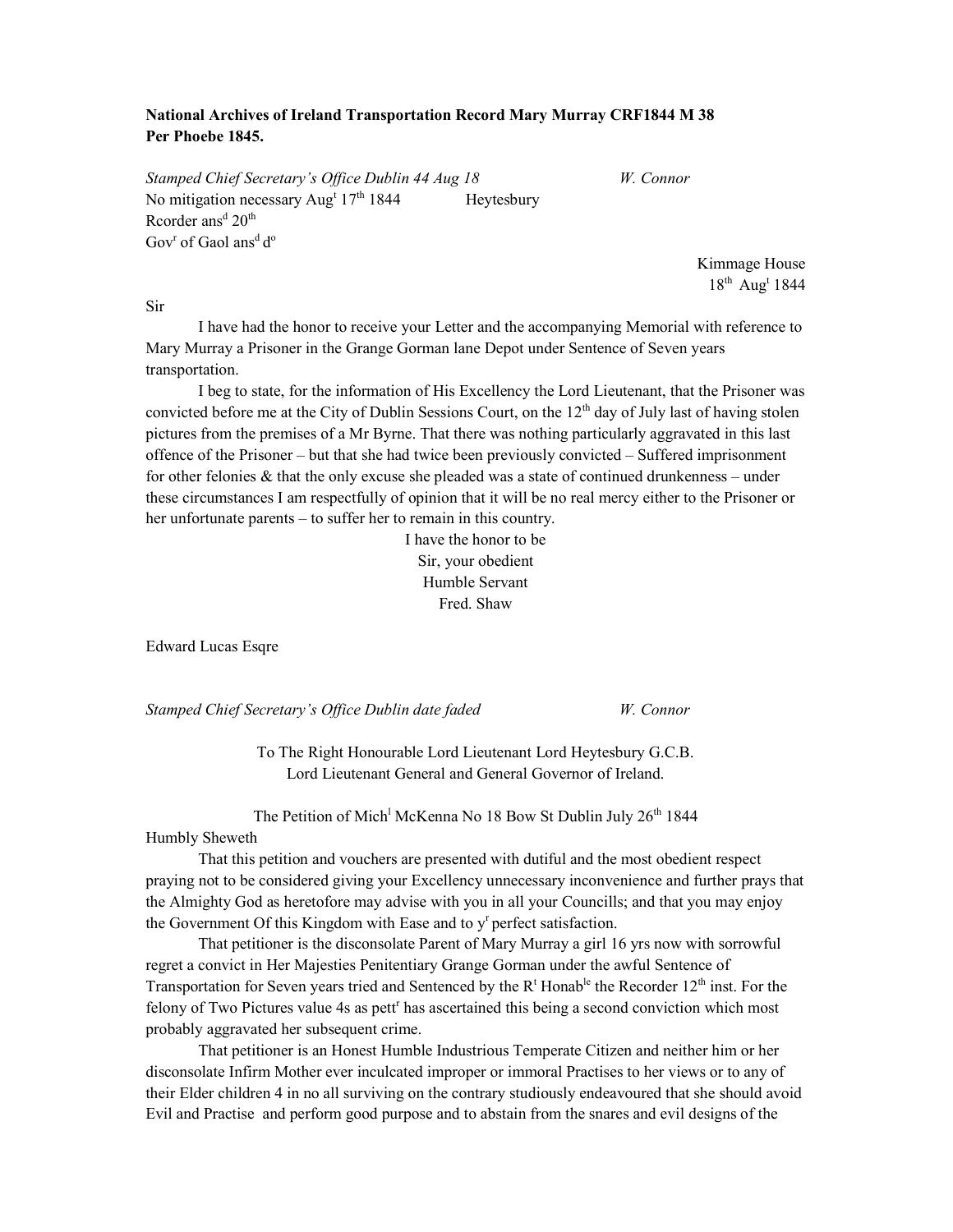**National Archives of Ireland Transportation Record Mary Murray CRF1844 M 38 Per Phoebe 1845.**

*Stamped Chief Secretary's Office Dublin 44 Aug 18* *W. Connor*

No mitigation necessary Aug[t] 17[th] 1844 Heytesbury

Rcorder ans[d] 20[th]

Gov[r] of Gaol ans[d] d[o]

Kimmage House

18[th] Aug[t] 1844

Sir

I have had the honor to receive your Letter and the accompanying Memorial with reference to Mary Murray a Prisoner in the Grange Gorman lane Depot under Sentence of Seven years transportation.

I beg to state, for the information of His Excellency the Lord Lieutenant, that the Prisoner was convicted before me at the City of Dublin Sessions Court, on the 12[th] day of July last of having stolen pictures from the premises of a Mr Byrne. That there was nothing particularly aggravated in this last offence of the Prisoner – but that she had twice been previously convicted – Suffered imprisonment for other felonies & that the only excuse she pleaded was a state of continued drunkenness – under these circumstances I am respectfully of opinion that it will be no real mercy either to the Prisoner or her unfortunate parents – to suffer her to remain in this country.

I have the honor to be

Sir, your obedient

Humble Servant

Fred. Shaw

Edward Lucas Esqre

*Stamped Chief Secretary's Office Dublin date faded* *W. Connor*

To The Right Honourable Lord Lieutenant Lord Heytesbury G.C.B.

Lord Lieutenant General and General Governor of Ireland.

The Petition of Mich[l] McKenna No 18 Bow St Dublin July 26[th] 1844

Humbly Sheweth

That this petition and vouchers are presented with dutiful and the most obedient respect praying not to be considered giving your Excellency unnecessary inconvenience and further prays that the Almighty God as heretofore may advise with you in all your Councills; and that you may enjoy the Government Of this Kingdom with Ease and to y[r] perfect satisfaction.

That petitioner is the disconsolate Parent of Mary Murray a girl 16 yrs now with sorrowful regret a convict in Her Majesties Penitentiary Grange Gorman under the awful Sentence of Transportation for Seven years tried and Sentenced by the R[t] Honab[le] the Recorder 12[th] inst. For the felony of Two Pictures value 4s as pett[r] has ascertained this being a second conviction which most probably aggravated her subsequent crime.

That petitioner is an Honest Humble Industrious Temperate Citizen and neither him or her disconsolate Infirm Mother ever inculcated improper or immoral Practises to her views or to any of their Elder children 4 in no all surviving on the contrary studiously endeavoured that she should avoid Evil and Practise and perform good purpose and to abstain from the snares and evil designs of the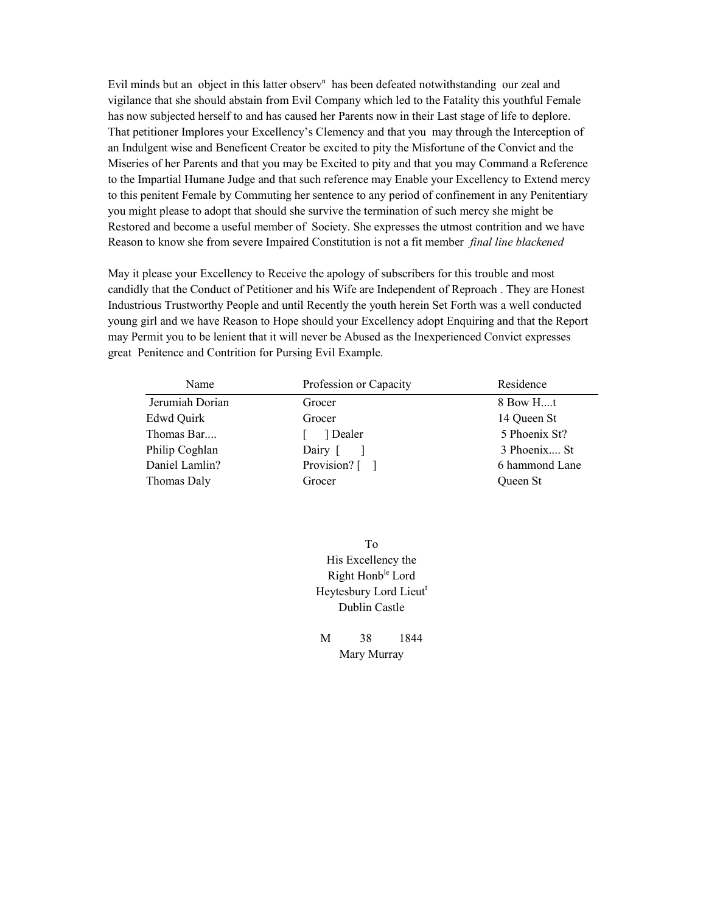Evil minds but an object in this latter observ$^{n}$ has been defeated notwithstanding our zeal and vigilance that she should abstain from Evil Company which led to the Fatality this youthful Female has now subjected herself to and has caused her Parents now in their Last stage of life to deplore. That petitioner Implores your Excellency's Clemency and that you may through the Interception of an Indulgent wise and Beneficent Creator be excited to pity the Misfortune of the Convict and the Miseries of her Parents and that you may be Excited to pity and that you may Command a Reference to the Impartial Humane Judge and that such reference may Enable your Excellency to Extend mercy to this penitent Female by Commuting her sentence to any period of confinement in any Penitentiary you might please to adopt that should she survive the termination of such mercy she might be Restored and become a useful member of Society. She expresses the utmost contrition and we have Reason to know she from severe Impaired Constitution is not a fit member *final line blackened*

May it please your Excellency to Receive the apology of subscribers for this trouble and most candidly that the Conduct of Petitioner and his Wife are Independent of Reproach . They are Honest Industrious Trustworthy People and until Recently the youth herein Set Forth was a well conducted young girl and we have Reason to Hope should your Excellency adopt Enquiring and that the Report may Permit you to be lenient that it will never be Abused as the Inexperienced Convict expresses great Penitence and Contrition for Pursing Evil Example.

| Name | Profession or Capacity | Residence |
|---|---|---|
| Jerumiah Dorian | Grocer | 8 Bow H....t |
| Edwd Quirk | Grocer | 14 Queen St |
| Thomas Bar.... | [ ] Dealer | 5 Phoenix St? |
| Philip Coghlan | Dairy [ ] | 3 Phoenix.... St |
| Daniel Lamlin? | Provision? [ ] | 6 hammond Lane |
| Thomas Daly | Grocer | Queen St |

To
His Excellency the
Right Honb$^{le}$ Lord
Heytesbury Lord Lieut$^{t}$
Dublin Castle

M 38 1844
Mary Murray